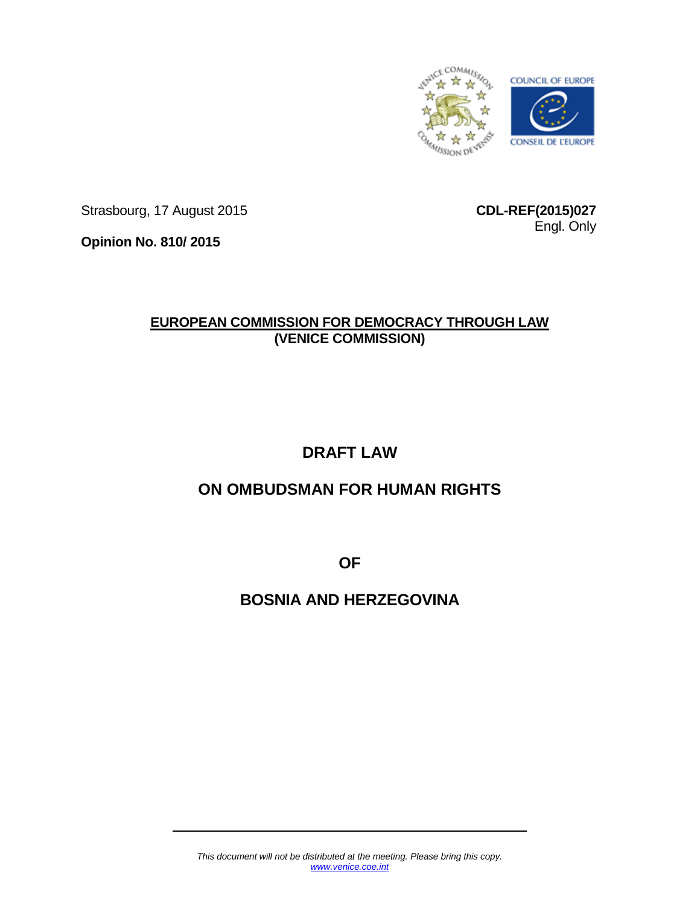Strasbourg, 17 August 2015

**CDL-REF(2015)027**
Engl. Only

**Opinion No. 810/ 2015**

**EUROPEAN COMMISSION FOR DEMOCRACY THROUGH LAW**
**(VENICE COMMISSION)**

# DRAFT LAW

# ON OMBUDSMAN FOR HUMAN RIGHTS

# OF

# BOSNIA AND HERZEGOVINA

*This document will not be distributed at the meeting. Please bring this copy.*
*www.venice.coe.int*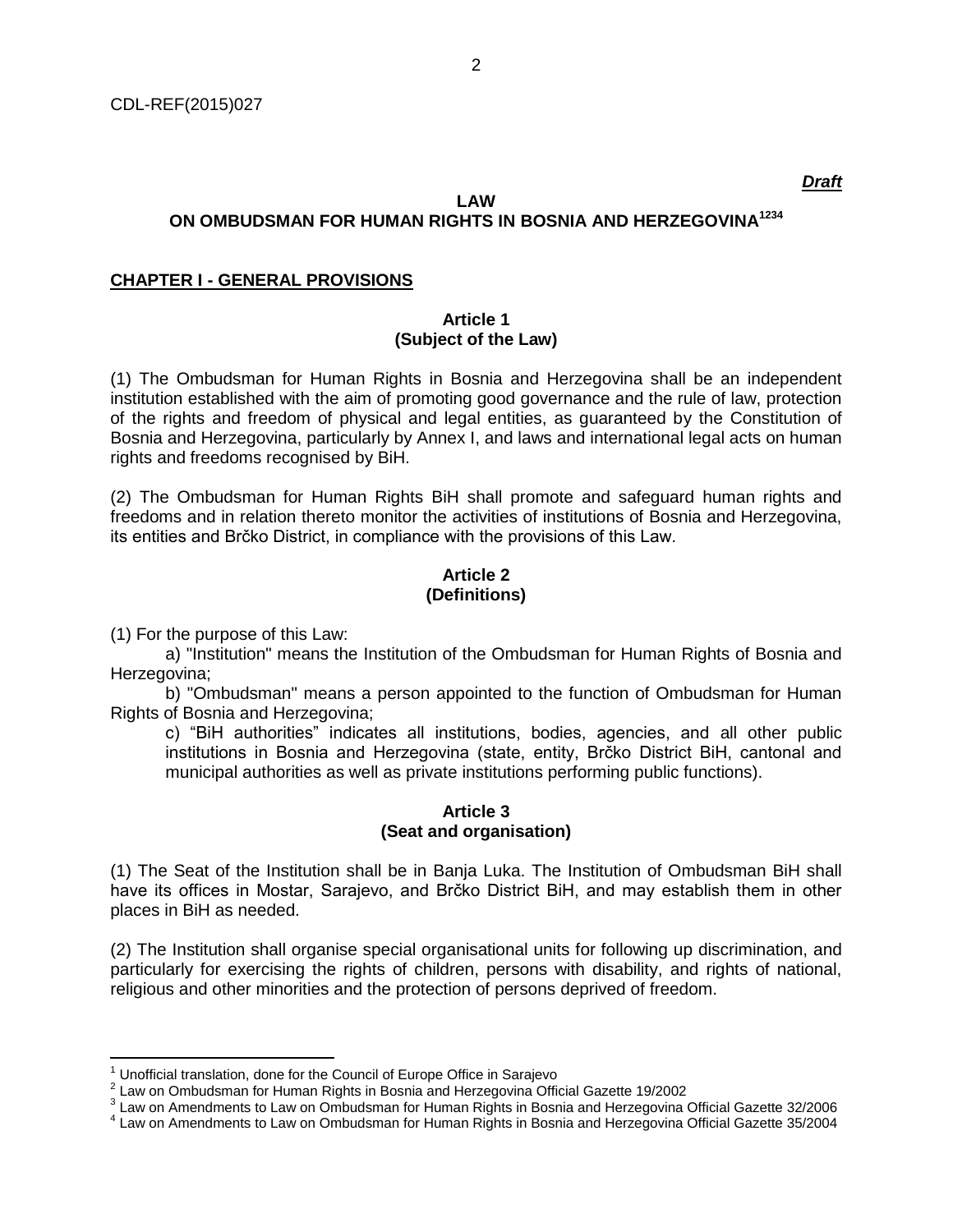*Draft*

**LAW**
**ON OMBUDSMAN FOR HUMAN RIGHTS IN BOSNIA AND HERZEGOVINA[1][2][3][4]**

## CHAPTER I - GENERAL PROVISIONS

### Article 1
### (Subject of the Law)

(1) The Ombudsman for Human Rights in Bosnia and Herzegovina shall be an independent institution established with the aim of promoting good governance and the rule of law, protection of the rights and freedom of physical and legal entities, as guaranteed by the Constitution of Bosnia and Herzegovina, particularly by Annex I, and laws and international legal acts on human rights and freedoms recognised by BiH.

(2) The Ombudsman for Human Rights BiH shall promote and safeguard human rights and freedoms and in relation thereto monitor the activities of institutions of Bosnia and Herzegovina, its entities and Brčko District, in compliance with the provisions of this Law.

### Article 2
### (Definitions)

(1) For the purpose of this Law:

a) "Institution" means the Institution of the Ombudsman for Human Rights of Bosnia and Herzegovina;

b) "Ombudsman" means a person appointed to the function of Ombudsman for Human Rights of Bosnia and Herzegovina;

c) "BiH authorities" indicates all institutions, bodies, agencies, and all other public institutions in Bosnia and Herzegovina (state, entity, Brčko District BiH, cantonal and municipal authorities as well as private institutions performing public functions).

### Article 3
### (Seat and organisation)

(1) The Seat of the Institution shall be in Banja Luka. The Institution of Ombudsman BiH shall have its offices in Mostar, Sarajevo, and Brčko District BiH, and may establish them in other places in BiH as needed.

(2) The Institution shall organise special organisational units for following up discrimination, and particularly for exercising the rights of children, persons with disability, and rights of national, religious and other minorities and the protection of persons deprived of freedom.

---

[1] Unofficial translation, done for the Council of Europe Office in Sarajevo

[2] Law on Ombudsman for Human Rights in Bosnia and Herzegovina Official Gazette 19/2002

[3] Law on Amendments to Law on Ombudsman for Human Rights in Bosnia and Herzegovina Official Gazette 32/2006

[4] Law on Amendments to Law on Ombudsman for Human Rights in Bosnia and Herzegovina Official Gazette 35/2004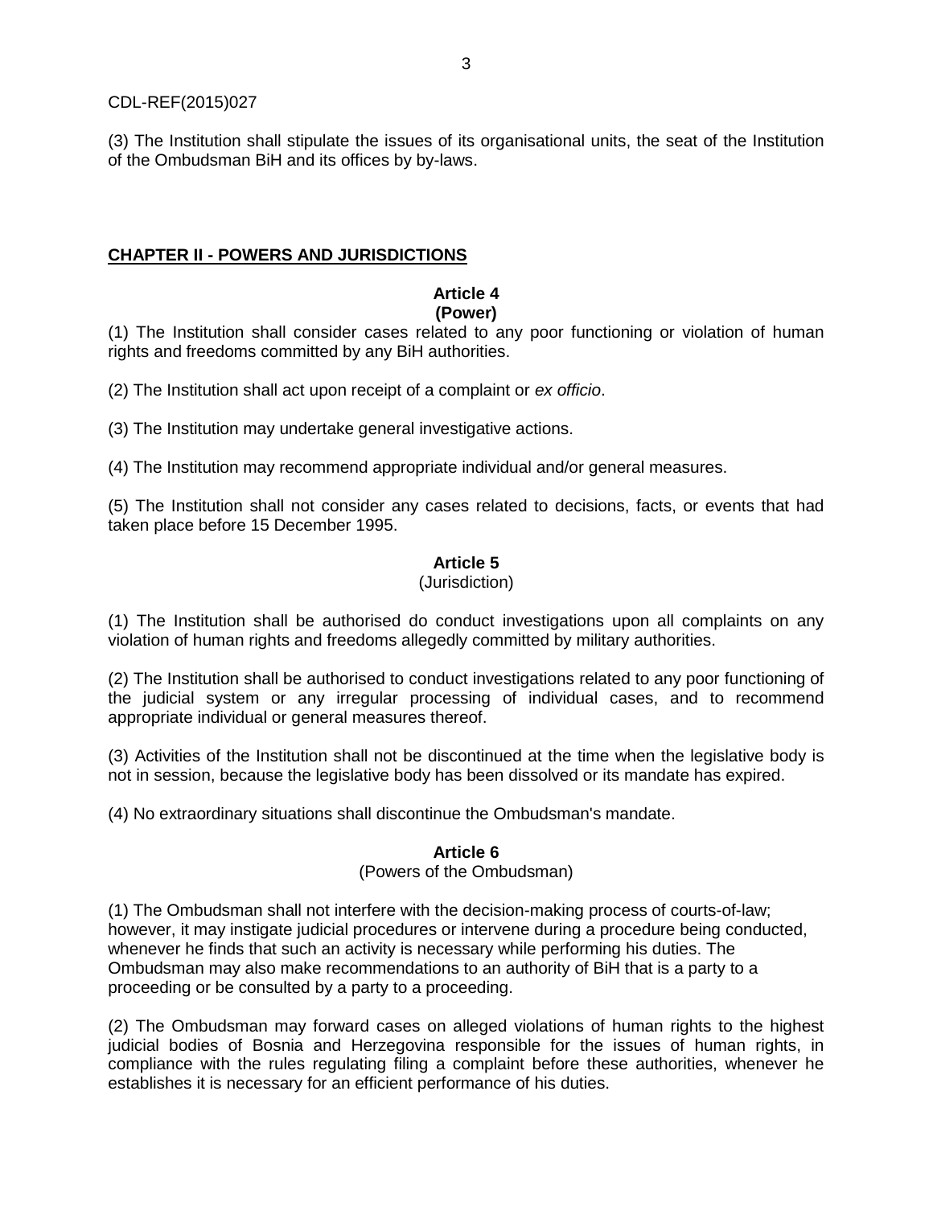(3) The Institution shall stipulate the issues of its organisational units, the seat of the Institution of the Ombudsman BiH and its offices by by-laws.

## CHAPTER II - POWERS AND JURISDICTIONS

### Article 4
**(Power)**

(1) The Institution shall consider cases related to any poor functioning or violation of human rights and freedoms committed by any BiH authorities.

(2) The Institution shall act upon receipt of a complaint or *ex officio*.

(3) The Institution may undertake general investigative actions.

(4) The Institution may recommend appropriate individual and/or general measures.

(5) The Institution shall not consider any cases related to decisions, facts, or events that had taken place before 15 December 1995.

### Article 5
(Jurisdiction)

(1) The Institution shall be authorised do conduct investigations upon all complaints on any violation of human rights and freedoms allegedly committed by military authorities.

(2) The Institution shall be authorised to conduct investigations related to any poor functioning of the judicial system or any irregular processing of individual cases, and to recommend appropriate individual or general measures thereof.

(3) Activities of the Institution shall not be discontinued at the time when the legislative body is not in session, because the legislative body has been dissolved or its mandate has expired.

(4) No extraordinary situations shall discontinue the Ombudsman's mandate.

### Article 6
(Powers of the Ombudsman)

(1) The Ombudsman shall not interfere with the decision-making process of courts-of-law; however, it may instigate judicial procedures or intervene during a procedure being conducted, whenever he finds that such an activity is necessary while performing his duties. The Ombudsman may also make recommendations to an authority of BiH that is a party to a proceeding or be consulted by a party to a proceeding.

(2) The Ombudsman may forward cases on alleged violations of human rights to the highest judicial bodies of Bosnia and Herzegovina responsible for the issues of human rights, in compliance with the rules regulating filing a complaint before these authorities, whenever he establishes it is necessary for an efficient performance of his duties.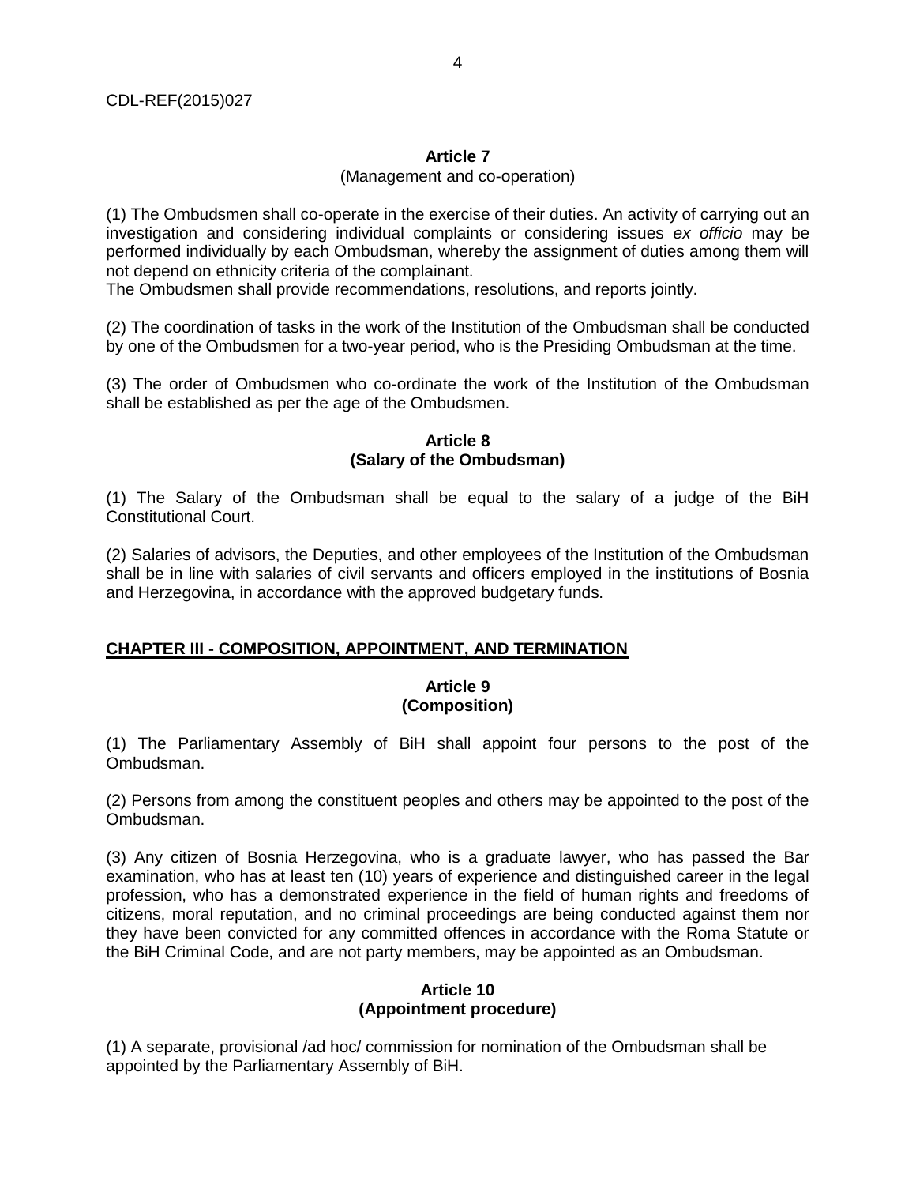**Article 7**
(Management and co-operation)

(1) The Ombudsmen shall co-operate in the exercise of their duties. An activity of carrying out an investigation and considering individual complaints or considering issues *ex officio* may be performed individually by each Ombudsman, whereby the assignment of duties among them will not depend on ethnicity criteria of the complainant.
The Ombudsmen shall provide recommendations, resolutions, and reports jointly.

(2) The coordination of tasks in the work of the Institution of the Ombudsman shall be conducted by one of the Ombudsmen for a two-year period, who is the Presiding Ombudsman at the time.

(3) The order of Ombudsmen who co-ordinate the work of the Institution of the Ombudsman shall be established as per the age of the Ombudsmen.

**Article 8**
**(Salary of the Ombudsman)**

(1) The Salary of the Ombudsman shall be equal to the salary of a judge of the BiH Constitutional Court.

(2) Salaries of advisors, the Deputies, and other employees of the Institution of the Ombudsman shall be in line with salaries of civil servants and officers employed in the institutions of Bosnia and Herzegovina, in accordance with the approved budgetary funds.

## CHAPTER III - COMPOSITION, APPOINTMENT, AND TERMINATION

**Article 9**
**(Composition)**

(1) The Parliamentary Assembly of BiH shall appoint four persons to the post of the Ombudsman.

(2) Persons from among the constituent peoples and others may be appointed to the post of the Ombudsman.

(3) Any citizen of Bosnia Herzegovina, who is a graduate lawyer, who has passed the Bar examination, who has at least ten (10) years of experience and distinguished career in the legal profession, who has a demonstrated experience in the field of human rights and freedoms of citizens, moral reputation, and no criminal proceedings are being conducted against them nor they have been convicted for any committed offences in accordance with the Roma Statute or the BiH Criminal Code, and are not party members, may be appointed as an Ombudsman.

**Article 10**
**(Appointment procedure)**

(1) A separate, provisional /ad hoc/ commission for nomination of the Ombudsman shall be appointed by the Parliamentary Assembly of BiH.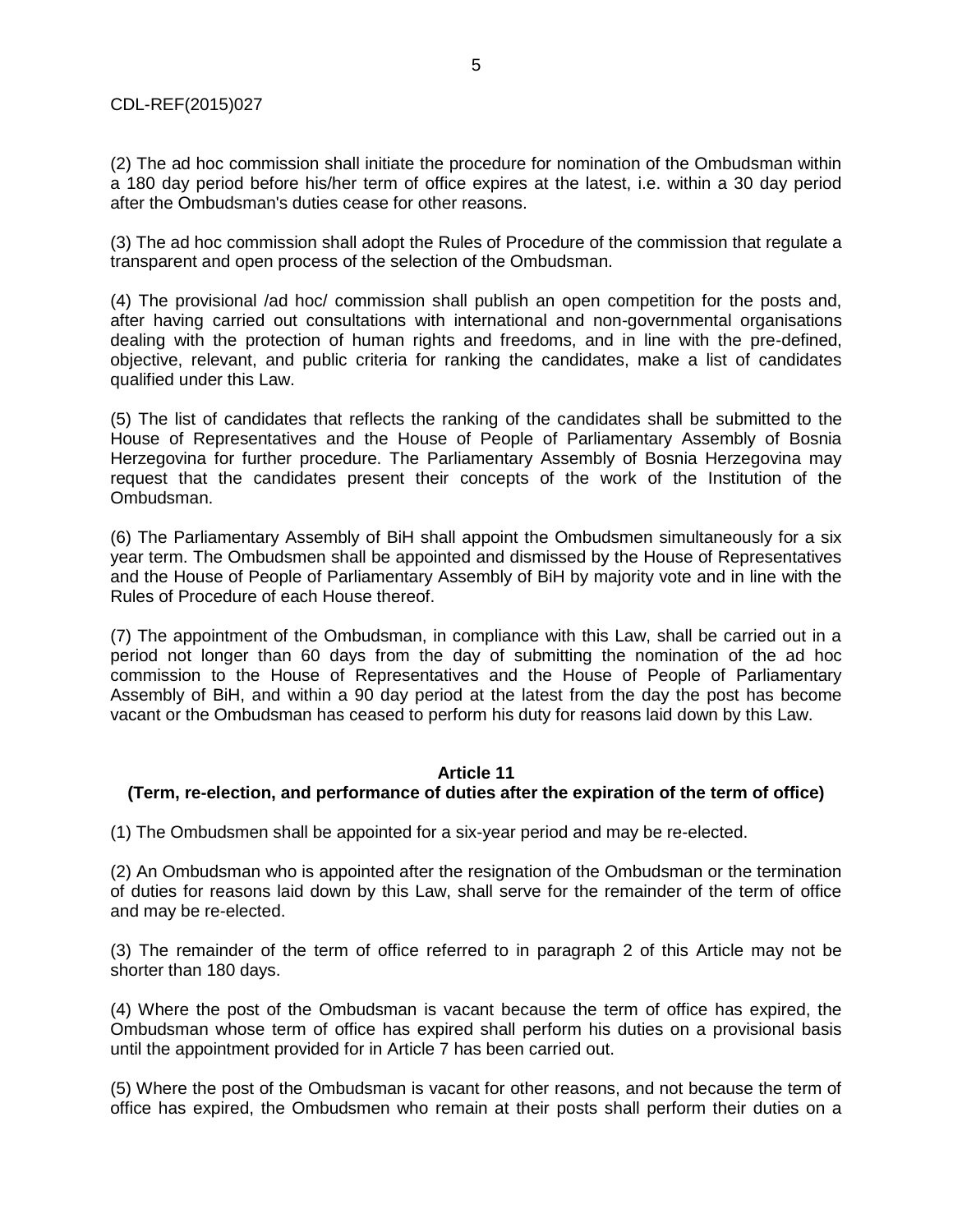(2) The ad hoc commission shall initiate the procedure for nomination of the Ombudsman within a 180 day period before his/her term of office expires at the latest, i.e. within a 30 day period after the Ombudsman's duties cease for other reasons.

(3) The ad hoc commission shall adopt the Rules of Procedure of the commission that regulate a transparent and open process of the selection of the Ombudsman.

(4) The provisional /ad hoc/ commission shall publish an open competition for the posts and, after having carried out consultations with international and non-governmental organisations dealing with the protection of human rights and freedoms, and in line with the pre-defined, objective, relevant, and public criteria for ranking the candidates, make a list of candidates qualified under this Law.

(5) The list of candidates that reflects the ranking of the candidates shall be submitted to the House of Representatives and the House of People of Parliamentary Assembly of Bosnia Herzegovina for further procedure. The Parliamentary Assembly of Bosnia Herzegovina may request that the candidates present their concepts of the work of the Institution of the Ombudsman.

(6) The Parliamentary Assembly of BiH shall appoint the Ombudsmen simultaneously for a six year term. The Ombudsmen shall be appointed and dismissed by the House of Representatives and the House of People of Parliamentary Assembly of BiH by majority vote and in line with the Rules of Procedure of each House thereof.

(7) The appointment of the Ombudsman, in compliance with this Law, shall be carried out in a period not longer than 60 days from the day of submitting the nomination of the ad hoc commission to the House of Representatives and the House of People of Parliamentary Assembly of BiH, and within a 90 day period at the latest from the day the post has become vacant or the Ombudsman has ceased to perform his duty for reasons laid down by this Law.

### Article 11
### (Term, re-election, and performance of duties after the expiration of the term of office)

(1) The Ombudsmen shall be appointed for a six-year period and may be re-elected.

(2) An Ombudsman who is appointed after the resignation of the Ombudsman or the termination of duties for reasons laid down by this Law, shall serve for the remainder of the term of office and may be re-elected.

(3) The remainder of the term of office referred to in paragraph 2 of this Article may not be shorter than 180 days.

(4) Where the post of the Ombudsman is vacant because the term of office has expired, the Ombudsman whose term of office has expired shall perform his duties on a provisional basis until the appointment provided for in Article 7 has been carried out.

(5) Where the post of the Ombudsman is vacant for other reasons, and not because the term of office has expired, the Ombudsmen who remain at their posts shall perform their duties on a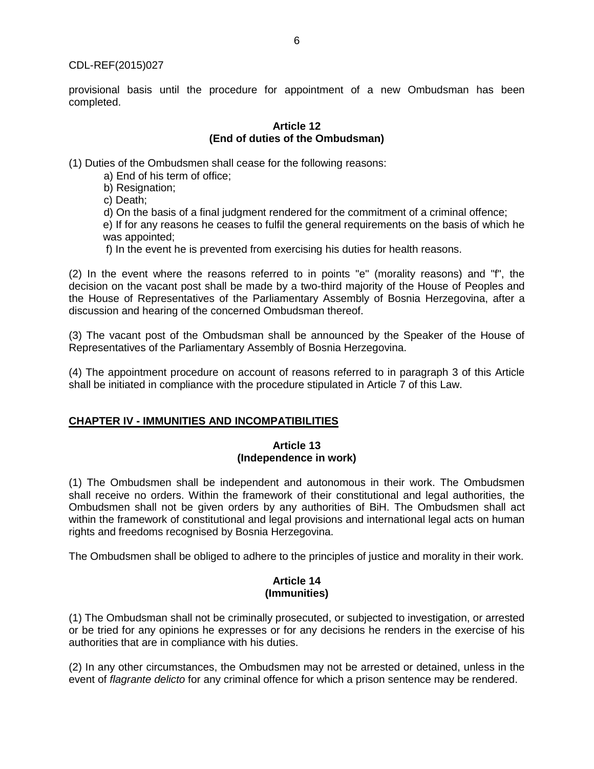provisional basis until the procedure for appointment of a new Ombudsman has been completed.

### Article 12
### (End of duties of the Ombudsman)

(1) Duties of the Ombudsmen shall cease for the following reasons:

a) End of his term of office;
b) Resignation;
c) Death;
d) On the basis of a final judgment rendered for the commitment of a criminal offence;
e) If for any reasons he ceases to fulfil the general requirements on the basis of which he was appointed;
f) In the event he is prevented from exercising his duties for health reasons.

(2) In the event where the reasons referred to in points "e" (morality reasons) and "f", the decision on the vacant post shall be made by a two-third majority of the House of Peoples and the House of Representatives of the Parliamentary Assembly of Bosnia Herzegovina, after a discussion and hearing of the concerned Ombudsman thereof.

(3) The vacant post of the Ombudsman shall be announced by the Speaker of the House of Representatives of the Parliamentary Assembly of Bosnia Herzegovina.

(4) The appointment procedure on account of reasons referred to in paragraph 3 of this Article shall be initiated in compliance with the procedure stipulated in Article 7 of this Law.

## CHAPTER IV - IMMUNITIES AND INCOMPATIBILITIES

### Article 13
### (Independence in work)

(1) The Ombudsmen shall be independent and autonomous in their work. The Ombudsmen shall receive no orders. Within the framework of their constitutional and legal authorities, the Ombudsmen shall not be given orders by any authorities of BiH. The Ombudsmen shall act within the framework of constitutional and legal provisions and international legal acts on human rights and freedoms recognised by Bosnia Herzegovina.

The Ombudsmen shall be obliged to adhere to the principles of justice and morality in their work.

### Article 14
### (Immunities)

(1) The Ombudsman shall not be criminally prosecuted, or subjected to investigation, or arrested or be tried for any opinions he expresses or for any decisions he renders in the exercise of his authorities that are in compliance with his duties.

(2) In any other circumstances, the Ombudsmen may not be arrested or detained, unless in the event of *flagrante delicto* for any criminal offence for which a prison sentence may be rendered.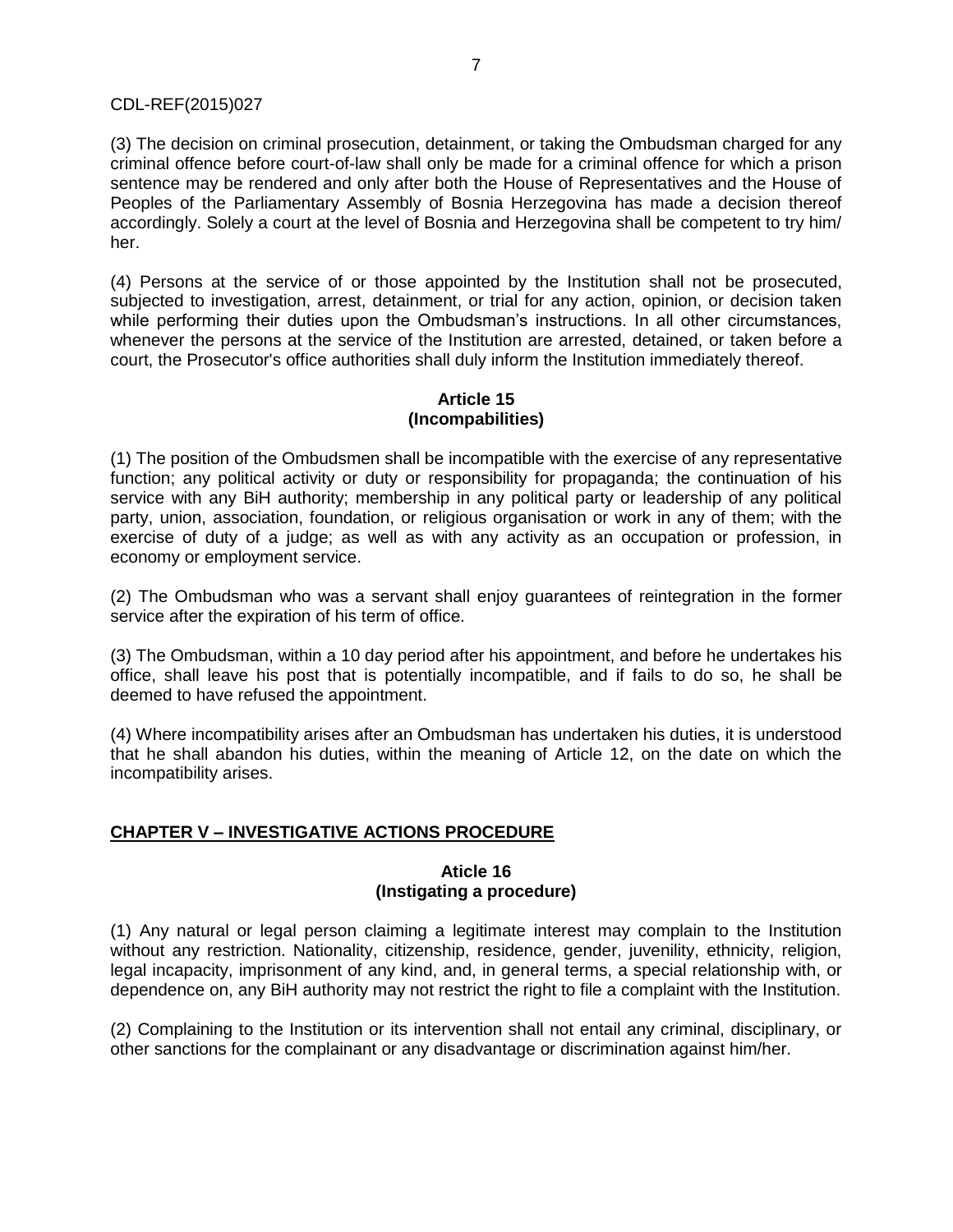(3) The decision on criminal prosecution, detainment, or taking the Ombudsman charged for any criminal offence before court-of-law shall only be made for a criminal offence for which a prison sentence may be rendered and only after both the House of Representatives and the House of Peoples of the Parliamentary Assembly of Bosnia Herzegovina has made a decision thereof accordingly. Solely a court at the level of Bosnia and Herzegovina shall be competent to try him/ her.

(4) Persons at the service of or those appointed by the Institution shall not be prosecuted, subjected to investigation, arrest, detainment, or trial for any action, opinion, or decision taken while performing their duties upon the Ombudsman's instructions. In all other circumstances, whenever the persons at the service of the Institution are arrested, detained, or taken before a court, the Prosecutor's office authorities shall duly inform the Institution immediately thereof.

### Article 15
### (Incompabilities)

(1) The position of the Ombudsmen shall be incompatible with the exercise of any representative function; any political activity or duty or responsibility for propaganda; the continuation of his service with any BiH authority; membership in any political party or leadership of any political party, union, association, foundation, or religious organisation or work in any of them; with the exercise of duty of a judge; as well as with any activity as an occupation or profession, in economy or employment service.

(2) The Ombudsman who was a servant shall enjoy guarantees of reintegration in the former service after the expiration of his term of office.

(3) The Ombudsman, within a 10 day period after his appointment, and before he undertakes his office, shall leave his post that is potentially incompatible, and if fails to do so, he shall be deemed to have refused the appointment.

(4) Where incompatibility arises after an Ombudsman has undertaken his duties, it is understood that he shall abandon his duties, within the meaning of Article 12, on the date on which the incompatibility arises.

## CHAPTER V – INVESTIGATIVE ACTIONS PROCEDURE

### Aticle 16
### (Instigating a procedure)

(1) Any natural or legal person claiming a legitimate interest may complain to the Institution without any restriction. Nationality, citizenship, residence, gender, juvenility, ethnicity, religion, legal incapacity, imprisonment of any kind, and, in general terms, a special relationship with, or dependence on, any BiH authority may not restrict the right to file a complaint with the Institution.

(2) Complaining to the Institution or its intervention shall not entail any criminal, disciplinary, or other sanctions for the complainant or any disadvantage or discrimination against him/her.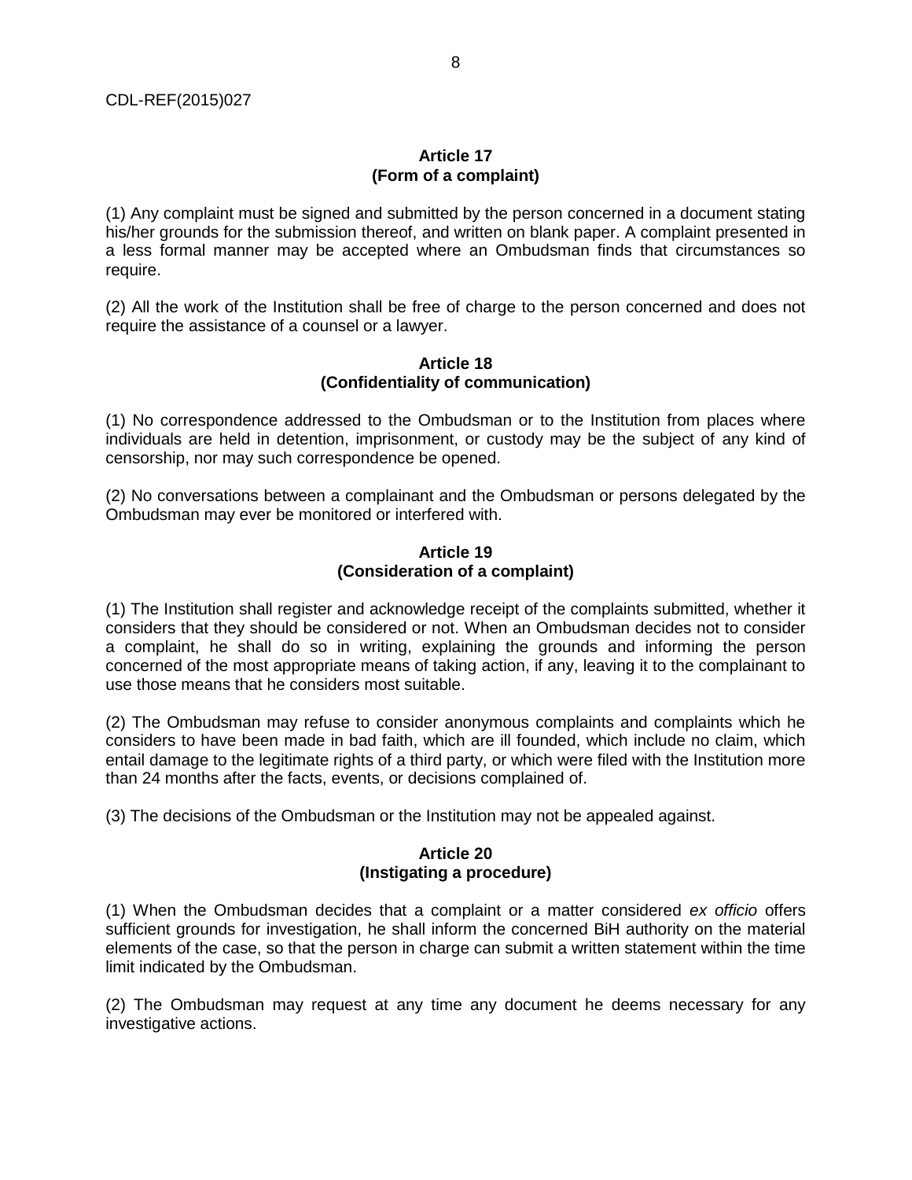### Article 17
### (Form of a complaint)

(1) Any complaint must be signed and submitted by the person concerned in a document stating his/her grounds for the submission thereof, and written on blank paper. A complaint presented in a less formal manner may be accepted where an Ombudsman finds that circumstances so require.

(2) All the work of the Institution shall be free of charge to the person concerned and does not require the assistance of a counsel or a lawyer.

### Article 18
### (Confidentiality of communication)

(1) No correspondence addressed to the Ombudsman or to the Institution from places where individuals are held in detention, imprisonment, or custody may be the subject of any kind of censorship, nor may such correspondence be opened.

(2) No conversations between a complainant and the Ombudsman or persons delegated by the Ombudsman may ever be monitored or interfered with.

### Article 19
### (Consideration of a complaint)

(1) The Institution shall register and acknowledge receipt of the complaints submitted, whether it considers that they should be considered or not. When an Ombudsman decides not to consider a complaint, he shall do so in writing, explaining the grounds and informing the person concerned of the most appropriate means of taking action, if any, leaving it to the complainant to use those means that he considers most suitable.

(2) The Ombudsman may refuse to consider anonymous complaints and complaints which he considers to have been made in bad faith, which are ill founded, which include no claim, which entail damage to the legitimate rights of a third party, or which were filed with the Institution more than 24 months after the facts, events, or decisions complained of.

(3) The decisions of the Ombudsman or the Institution may not be appealed against.

### Article 20
### (Instigating a procedure)

(1) When the Ombudsman decides that a complaint or a matter considered *ex officio* offers sufficient grounds for investigation, he shall inform the concerned BiH authority on the material elements of the case, so that the person in charge can submit a written statement within the time limit indicated by the Ombudsman.

(2) The Ombudsman may request at any time any document he deems necessary for any investigative actions.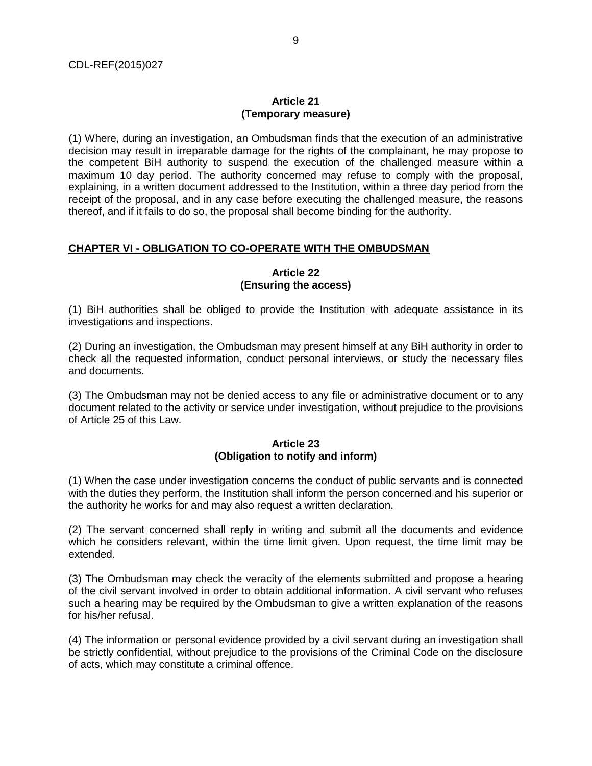**Article 21**
**(Temporary measure)**

(1) Where, during an investigation, an Ombudsman finds that the execution of an administrative decision may result in irreparable damage for the rights of the complainant, he may propose to the competent BiH authority to suspend the execution of the challenged measure within a maximum 10 day period. The authority concerned may refuse to comply with the proposal, explaining, in a written document addressed to the Institution, within a three day period from the receipt of the proposal, and in any case before executing the challenged measure, the reasons thereof, and if it fails to do so, the proposal shall become binding for the authority.

## CHAPTER VI - OBLIGATION TO CO-OPERATE WITH THE OMBUDSMAN

**Article 22**
**(Ensuring the access)**

(1) BiH authorities shall be obliged to provide the Institution with adequate assistance in its investigations and inspections.

(2) During an investigation, the Ombudsman may present himself at any BiH authority in order to check all the requested information, conduct personal interviews, or study the necessary files and documents.

(3) The Ombudsman may not be denied access to any file or administrative document or to any document related to the activity or service under investigation, without prejudice to the provisions of Article 25 of this Law.

**Article 23**
**(Obligation to notify and inform)**

(1) When the case under investigation concerns the conduct of public servants and is connected with the duties they perform, the Institution shall inform the person concerned and his superior or the authority he works for and may also request a written declaration.

(2) The servant concerned shall reply in writing and submit all the documents and evidence which he considers relevant, within the time limit given. Upon request, the time limit may be extended.

(3) The Ombudsman may check the veracity of the elements submitted and propose a hearing of the civil servant involved in order to obtain additional information. A civil servant who refuses such a hearing may be required by the Ombudsman to give a written explanation of the reasons for his/her refusal.

(4) The information or personal evidence provided by a civil servant during an investigation shall be strictly confidential, without prejudice to the provisions of the Criminal Code on the disclosure of acts, which may constitute a criminal offence.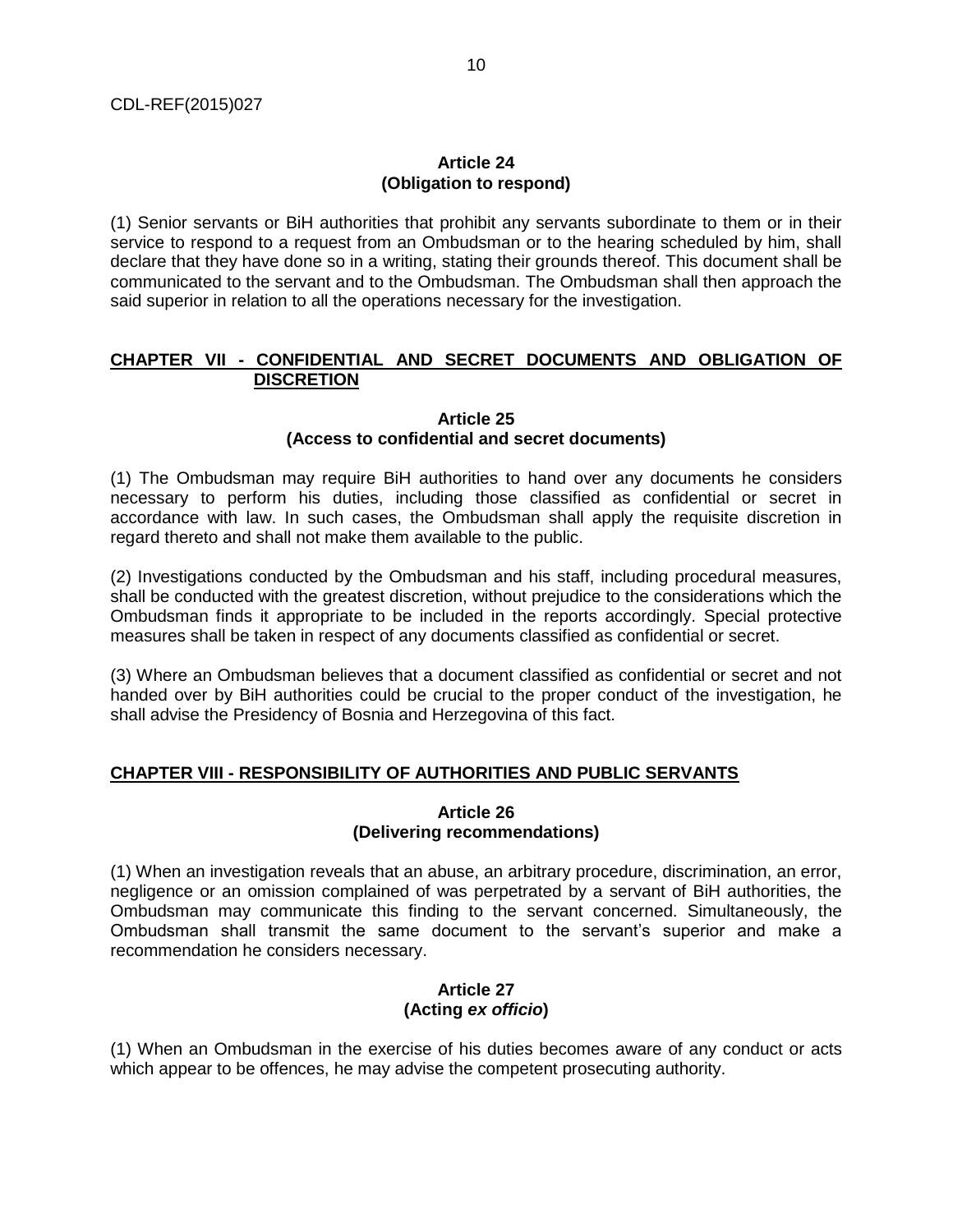#### Article 24
#### (Obligation to respond)

(1) Senior servants or BiH authorities that prohibit any servants subordinate to them or in their service to respond to a request from an Ombudsman or to the hearing scheduled by him, shall declare that they have done so in a writing, stating their grounds thereof. This document shall be communicated to the servant and to the Ombudsman. The Ombudsman shall then approach the said superior in relation to all the operations necessary for the investigation.

## CHAPTER VII - CONFIDENTIAL AND SECRET DOCUMENTS AND OBLIGATION OF DISCRETION

#### Article 25
#### (Access to confidential and secret documents)

(1) The Ombudsman may require BiH authorities to hand over any documents he considers necessary to perform his duties, including those classified as confidential or secret in accordance with law. In such cases, the Ombudsman shall apply the requisite discretion in regard thereto and shall not make them available to the public.

(2) Investigations conducted by the Ombudsman and his staff, including procedural measures, shall be conducted with the greatest discretion, without prejudice to the considerations which the Ombudsman finds it appropriate to be included in the reports accordingly. Special protective measures shall be taken in respect of any documents classified as confidential or secret.

(3) Where an Ombudsman believes that a document classified as confidential or secret and not handed over by BiH authorities could be crucial to the proper conduct of the investigation, he shall advise the Presidency of Bosnia and Herzegovina of this fact.

## CHAPTER VIII - RESPONSIBILITY OF AUTHORITIES AND PUBLIC SERVANTS

#### Article 26
#### (Delivering recommendations)

(1) When an investigation reveals that an abuse, an arbitrary procedure, discrimination, an error, negligence or an omission complained of was perpetrated by a servant of BiH authorities, the Ombudsman may communicate this finding to the servant concerned. Simultaneously, the Ombudsman shall transmit the same document to the servant's superior and make a recommendation he considers necessary.

#### Article 27
#### (Acting *ex officio*)

(1) When an Ombudsman in the exercise of his duties becomes aware of any conduct or acts which appear to be offences, he may advise the competent prosecuting authority.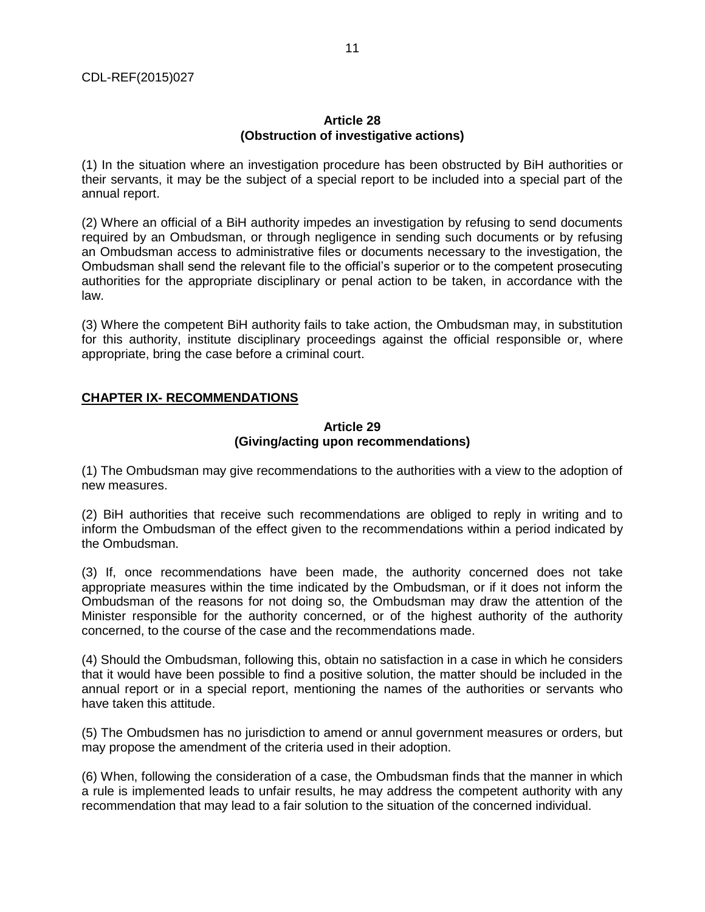**Article 28**
**(Obstruction of investigative actions)**

(1) In the situation where an investigation procedure has been obstructed by BiH authorities or their servants, it may be the subject of a special report to be included into a special part of the annual report.

(2) Where an official of a BiH authority impedes an investigation by refusing to send documents required by an Ombudsman, or through negligence in sending such documents or by refusing an Ombudsman access to administrative files or documents necessary to the investigation, the Ombudsman shall send the relevant file to the official's superior or to the competent prosecuting authorities for the appropriate disciplinary or penal action to be taken, in accordance with the law.

(3) Where the competent BiH authority fails to take action, the Ombudsman may, in substitution for this authority, institute disciplinary proceedings against the official responsible or, where appropriate, bring the case before a criminal court.

## CHAPTER IX- RECOMMENDATIONS

**Article 29**
**(Giving/acting upon recommendations)**

(1) The Ombudsman may give recommendations to the authorities with a view to the adoption of new measures.

(2) BiH authorities that receive such recommendations are obliged to reply in writing and to inform the Ombudsman of the effect given to the recommendations within a period indicated by the Ombudsman.

(3) If, once recommendations have been made, the authority concerned does not take appropriate measures within the time indicated by the Ombudsman, or if it does not inform the Ombudsman of the reasons for not doing so, the Ombudsman may draw the attention of the Minister responsible for the authority concerned, or of the highest authority of the authority concerned, to the course of the case and the recommendations made.

(4) Should the Ombudsman, following this, obtain no satisfaction in a case in which he considers that it would have been possible to find a positive solution, the matter should be included in the annual report or in a special report, mentioning the names of the authorities or servants who have taken this attitude.

(5) The Ombudsmen has no jurisdiction to amend or annul government measures or orders, but may propose the amendment of the criteria used in their adoption.

(6) When, following the consideration of a case, the Ombudsman finds that the manner in which a rule is implemented leads to unfair results, he may address the competent authority with any recommendation that may lead to a fair solution to the situation of the concerned individual.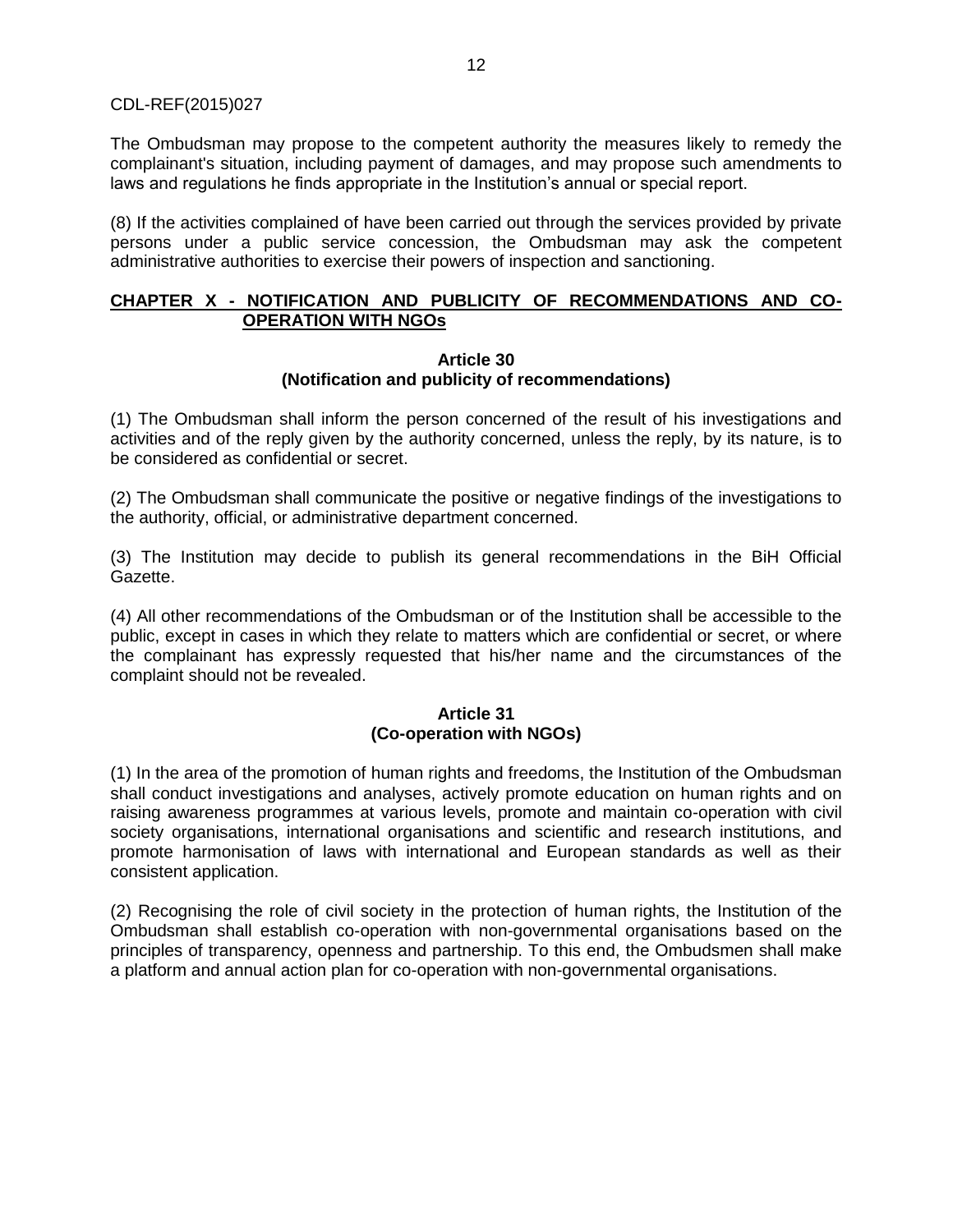The Ombudsman may propose to the competent authority the measures likely to remedy the complainant's situation, including payment of damages, and may propose such amendments to laws and regulations he finds appropriate in the Institution's annual or special report.

(8) If the activities complained of have been carried out through the services provided by private persons under a public service concession, the Ombudsman may ask the competent administrative authorities to exercise their powers of inspection and sanctioning.

## CHAPTER X - NOTIFICATION AND PUBLICITY OF RECOMMENDATIONS AND CO-OPERATION WITH NGOs

### Article 30
### (Notification and publicity of recommendations)

(1) The Ombudsman shall inform the person concerned of the result of his investigations and activities and of the reply given by the authority concerned, unless the reply, by its nature, is to be considered as confidential or secret.

(2) The Ombudsman shall communicate the positive or negative findings of the investigations to the authority, official, or administrative department concerned.

(3) The Institution may decide to publish its general recommendations in the BiH Official Gazette.

(4) All other recommendations of the Ombudsman or of the Institution shall be accessible to the public, except in cases in which they relate to matters which are confidential or secret, or where the complainant has expressly requested that his/her name and the circumstances of the complaint should not be revealed.

### Article 31
### (Co-operation with NGOs)

(1) In the area of the promotion of human rights and freedoms, the Institution of the Ombudsman shall conduct investigations and analyses, actively promote education on human rights and on raising awareness programmes at various levels, promote and maintain co-operation with civil society organisations, international organisations and scientific and research institutions, and promote harmonisation of laws with international and European standards as well as their consistent application.

(2) Recognising the role of civil society in the protection of human rights, the Institution of the Ombudsman shall establish co-operation with non-governmental organisations based on the principles of transparency, openness and partnership. To this end, the Ombudsmen shall make a platform and annual action plan for co-operation with non-governmental organisations.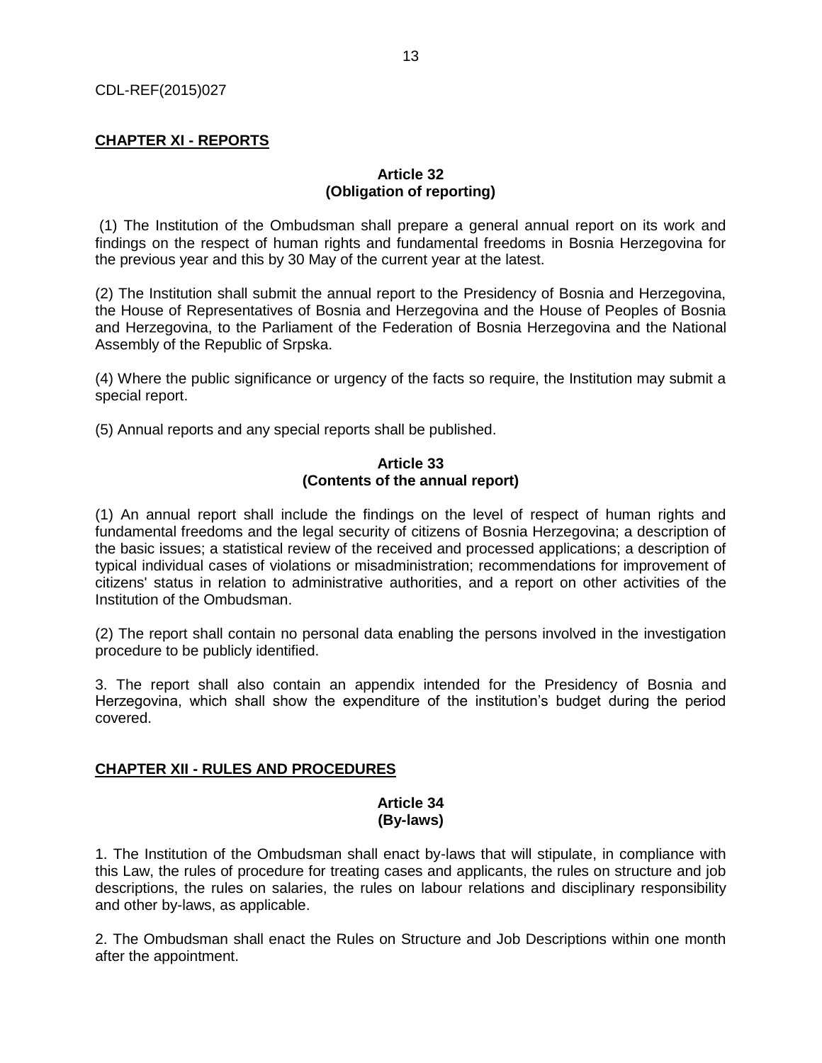## CHAPTER XI - REPORTS

### Article 32
### (Obligation of reporting)

(1) The Institution of the Ombudsman shall prepare a general annual report on its work and findings on the respect of human rights and fundamental freedoms in Bosnia Herzegovina for the previous year and this by 30 May of the current year at the latest.

(2) The Institution shall submit the annual report to the Presidency of Bosnia and Herzegovina, the House of Representatives of Bosnia and Herzegovina and the House of Peoples of Bosnia and Herzegovina, to the Parliament of the Federation of Bosnia Herzegovina and the National Assembly of the Republic of Srpska.

(4) Where the public significance or urgency of the facts so require, the Institution may submit a special report.

(5) Annual reports and any special reports shall be published.

### Article 33
### (Contents of the annual report)

(1) An annual report shall include the findings on the level of respect of human rights and fundamental freedoms and the legal security of citizens of Bosnia Herzegovina; a description of the basic issues; a statistical review of the received and processed applications; a description of typical individual cases of violations or misadministration; recommendations for improvement of citizens' status in relation to administrative authorities, and a report on other activities of the Institution of the Ombudsman.

(2) The report shall contain no personal data enabling the persons involved in the investigation procedure to be publicly identified.

3. The report shall also contain an appendix intended for the Presidency of Bosnia and Herzegovina, which shall show the expenditure of the institution's budget during the period covered.

## CHAPTER XII - RULES AND PROCEDURES

### Article 34
### (By-laws)

1. The Institution of the Ombudsman shall enact by-laws that will stipulate, in compliance with this Law, the rules of procedure for treating cases and applicants, the rules on structure and job descriptions, the rules on salaries, the rules on labour relations and disciplinary responsibility and other by-laws, as applicable.

2. The Ombudsman shall enact the Rules on Structure and Job Descriptions within one month after the appointment.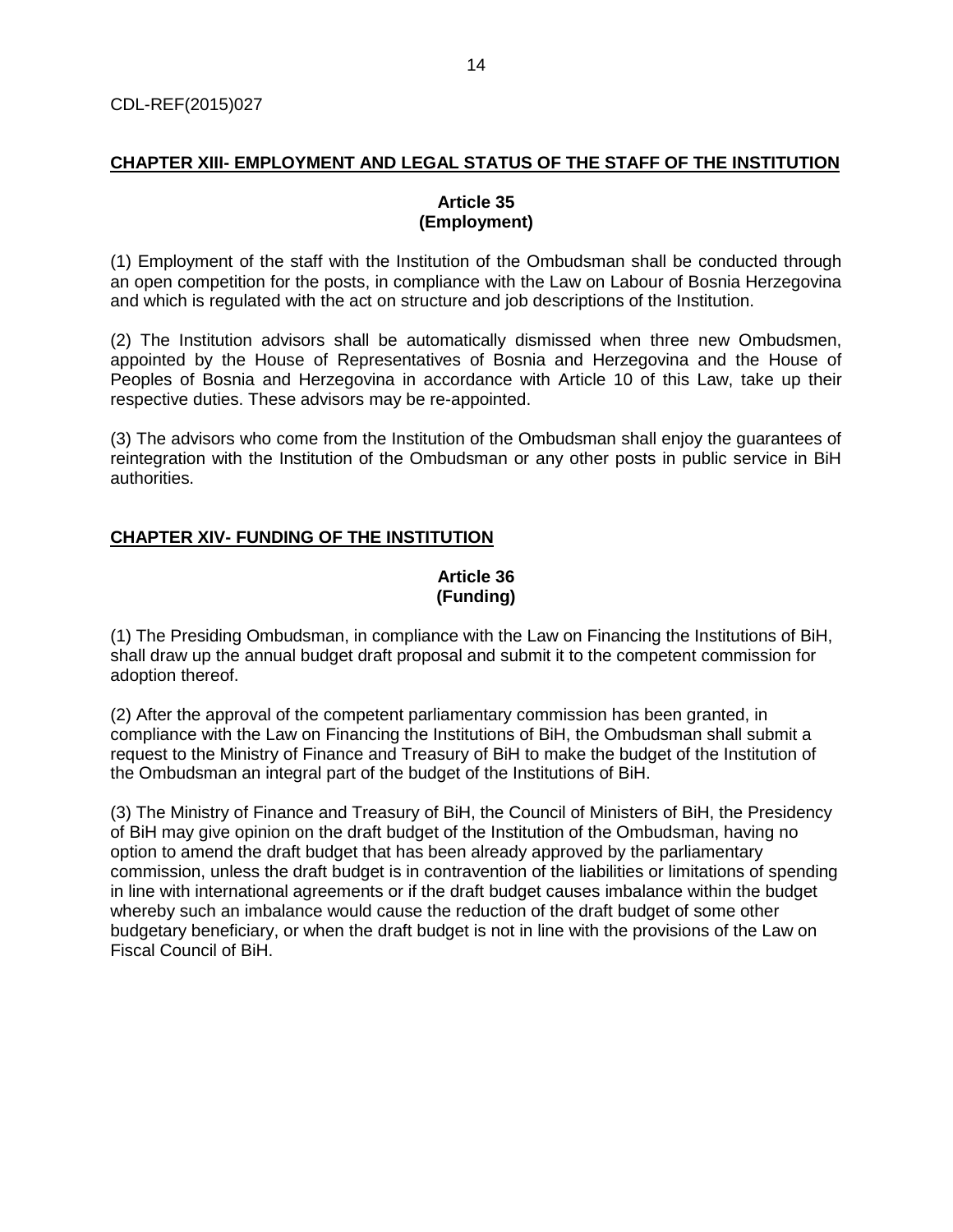## CHAPTER XIII- EMPLOYMENT AND LEGAL STATUS OF THE STAFF OF THE INSTITUTION

### Article 35
### (Employment)

(1) Employment of the staff with the Institution of the Ombudsman shall be conducted through an open competition for the posts, in compliance with the Law on Labour of Bosnia Herzegovina and which is regulated with the act on structure and job descriptions of the Institution.

(2) The Institution advisors shall be automatically dismissed when three new Ombudsmen, appointed by the House of Representatives of Bosnia and Herzegovina and the House of Peoples of Bosnia and Herzegovina in accordance with Article 10 of this Law, take up their respective duties. These advisors may be re-appointed.

(3) The advisors who come from the Institution of the Ombudsman shall enjoy the guarantees of reintegration with the Institution of the Ombudsman or any other posts in public service in BiH authorities.

## CHAPTER XIV- FUNDING OF THE INSTITUTION

### Article 36
### (Funding)

(1) The Presiding Ombudsman, in compliance with the Law on Financing the Institutions of BiH, shall draw up the annual budget draft proposal and submit it to the competent commission for adoption thereof.

(2) After the approval of the competent parliamentary commission has been granted, in compliance with the Law on Financing the Institutions of BiH, the Ombudsman shall submit a request to the Ministry of Finance and Treasury of BiH to make the budget of the Institution of the Ombudsman an integral part of the budget of the Institutions of BiH.

(3) The Ministry of Finance and Treasury of BiH, the Council of Ministers of BiH, the Presidency of BiH may give opinion on the draft budget of the Institution of the Ombudsman, having no option to amend the draft budget that has been already approved by the parliamentary commission, unless the draft budget is in contravention of the liabilities or limitations of spending in line with international agreements or if the draft budget causes imbalance within the budget whereby such an imbalance would cause the reduction of the draft budget of some other budgetary beneficiary, or when the draft budget is not in line with the provisions of the Law on Fiscal Council of BiH.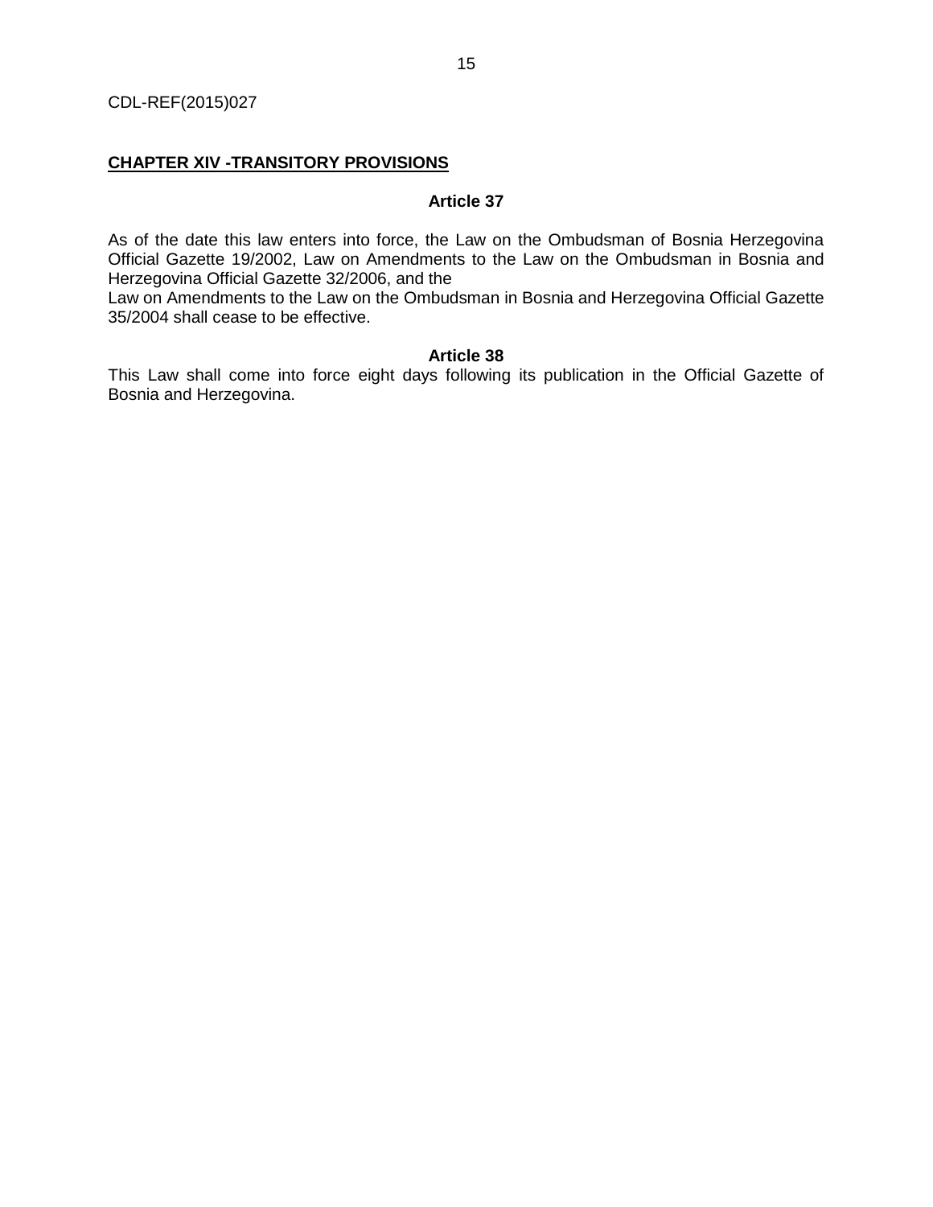**CHAPTER XIV -TRANSITORY PROVISIONS**

**Article 37**

As of the date this law enters into force, the Law on the Ombudsman of Bosnia Herzegovina Official Gazette 19/2002, Law on Amendments to the Law on the Ombudsman in Bosnia and Herzegovina Official Gazette 32/2006, and the
Law on Amendments to the Law on the Ombudsman in Bosnia and Herzegovina Official Gazette 35/2004 shall cease to be effective.

**Article 38**

This Law shall come into force eight days following its publication in the Official Gazette of Bosnia and Herzegovina.